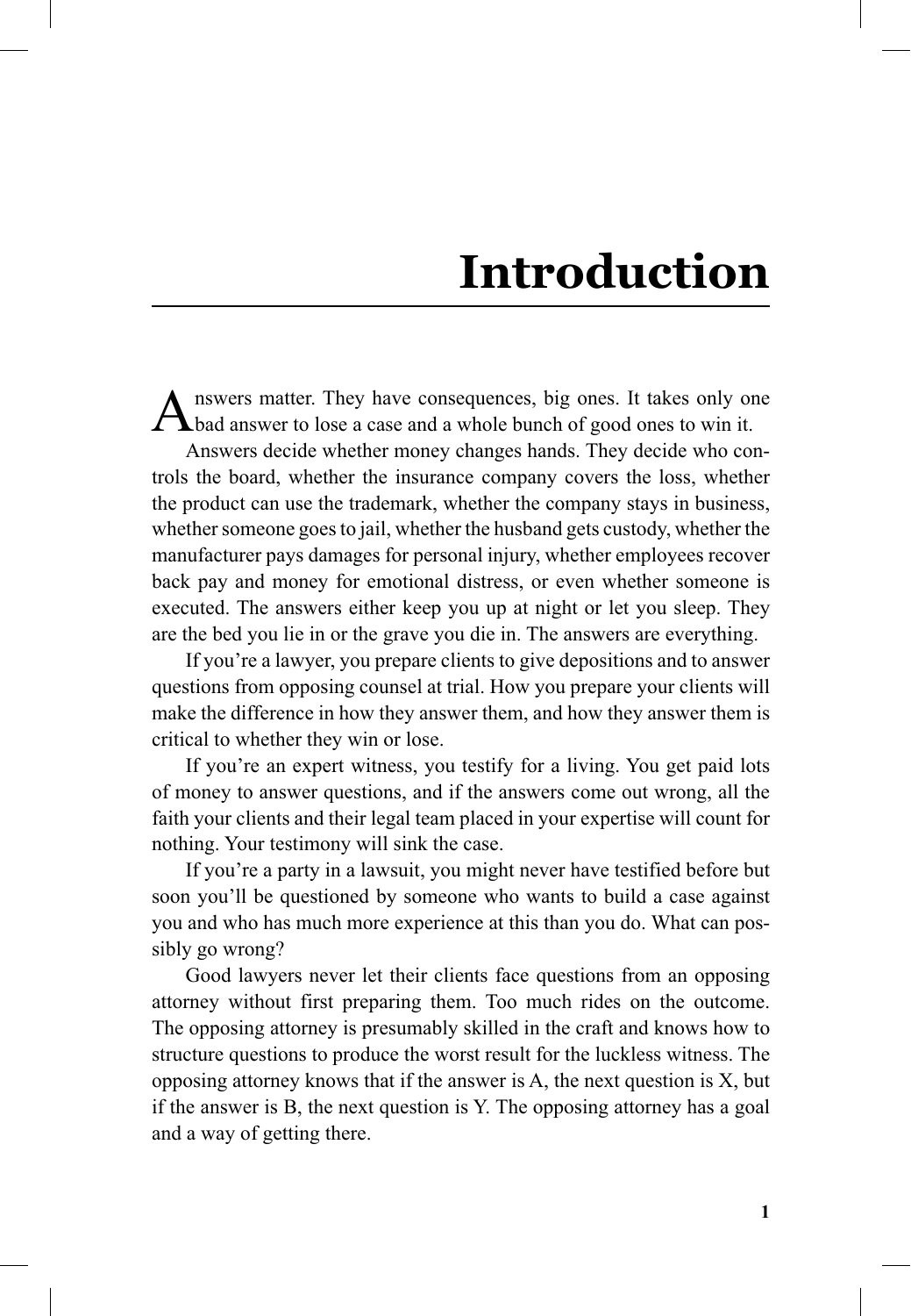# Introduction

Answers matter. They have consequences, big ones. It takes only one bad answer to lose a case and a whole bunch of good ones to win it.

Answers decide whether money changes hands. They decide who controls the board, whether the insurance company covers the loss, whether the product can use the trademark, whether the company stays in business, whether someone goes to jail, whether the husband gets custody, whether the manufacturer pays damages for personal injury, whether employees recover back pay and money for emotional distress, or even whether someone is executed. The answers either keep you up at night or let you sleep. They are the bed you lie in or the grave you die in. The answers are everything.

If you're a lawyer, you prepare clients to give depositions and to answer questions from opposing counsel at trial. How you prepare your clients will make the difference in how they answer them, and how they answer them is critical to whether they win or lose.

If you're an expert witness, you testify for a living. You get paid lots of money to answer questions, and if the answers come out wrong, all the faith your clients and their legal team placed in your expertise will count for nothing. Your testimony will sink the case.

If you're a party in a lawsuit, you might never have testified before but soon you'll be questioned by someone who wants to build a case against you and who has much more experience at this than you do. What can possibly go wrong?

Good lawyers never let their clients face questions from an opposing attorney without first preparing them. Too much rides on the outcome. The opposing attorney is presumably skilled in the craft and knows how to structure questions to produce the worst result for the luckless witness. The opposing attorney knows that if the answer is A, the next question is X, but if the answer is B, the next question is Y. The opposing attorney has a goal and a way of getting there.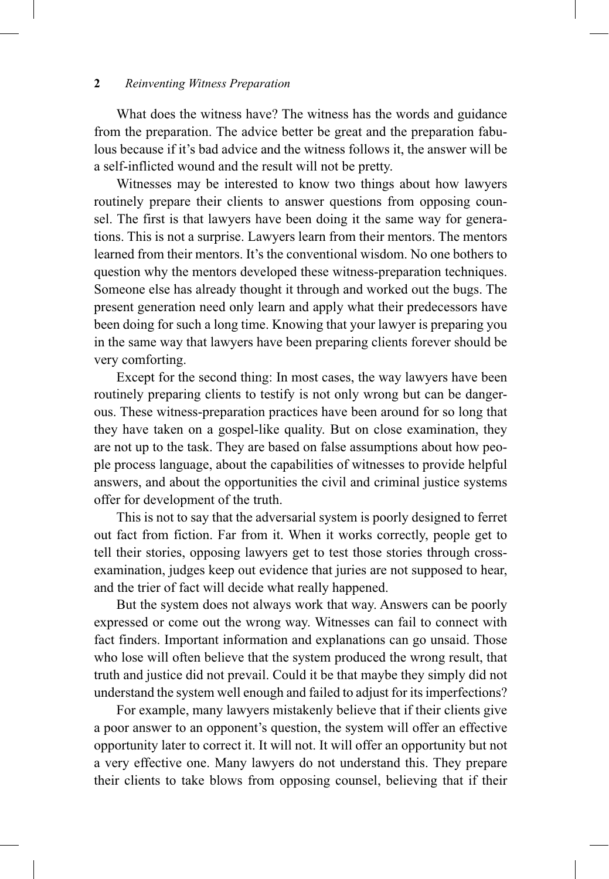What does the witness have? The witness has the words and guidance from the preparation. The advice better be great and the preparation fabulous because if it's bad advice and the witness follows it, the answer will be a self-inflicted wound and the result will not be pretty.

Witnesses may be interested to know two things about how lawyers routinely prepare their clients to answer questions from opposing counsel. The first is that lawyers have been doing it the same way for generations. This is not a surprise. Lawyers learn from their mentors. The mentors learned from their mentors. It's the conventional wisdom. No one bothers to question why the mentors developed these witness-preparation techniques. Someone else has already thought it through and worked out the bugs. The present generation need only learn and apply what their predecessors have been doing for such a long time. Knowing that your lawyer is preparing you in the same way that lawyers have been preparing clients forever should be very comforting.

Except for the second thing: In most cases, the way lawyers have been routinely preparing clients to testify is not only wrong but can be dangerous. These witness-preparation practices have been around for so long that they have taken on a gospel-like quality. But on close examination, they are not up to the task. They are based on false assumptions about how people process language, about the capabilities of witnesses to provide helpful answers, and about the opportunities the civil and criminal justice systems offer for development of the truth.

This is not to say that the adversarial system is poorly designed to ferret out fact from fiction. Far from it. When it works correctly, people get to tell their stories, opposing lawyers get to test those stories through cross-examination, judges keep out evidence that juries are not supposed to hear, and the trier of fact will decide what really happened.

But the system does not always work that way. Answers can be poorly expressed or come out the wrong way. Witnesses can fail to connect with fact finders. Important information and explanations can go unsaid. Those who lose will often believe that the system produced the wrong result, that truth and justice did not prevail. Could it be that maybe they simply did not understand the system well enough and failed to adjust for its imperfections?

For example, many lawyers mistakenly believe that if their clients give a poor answer to an opponent's question, the system will offer an effective opportunity later to correct it. It will not. It will offer an opportunity but not a very effective one. Many lawyers do not understand this. They prepare their clients to take blows from opposing counsel, believing that if their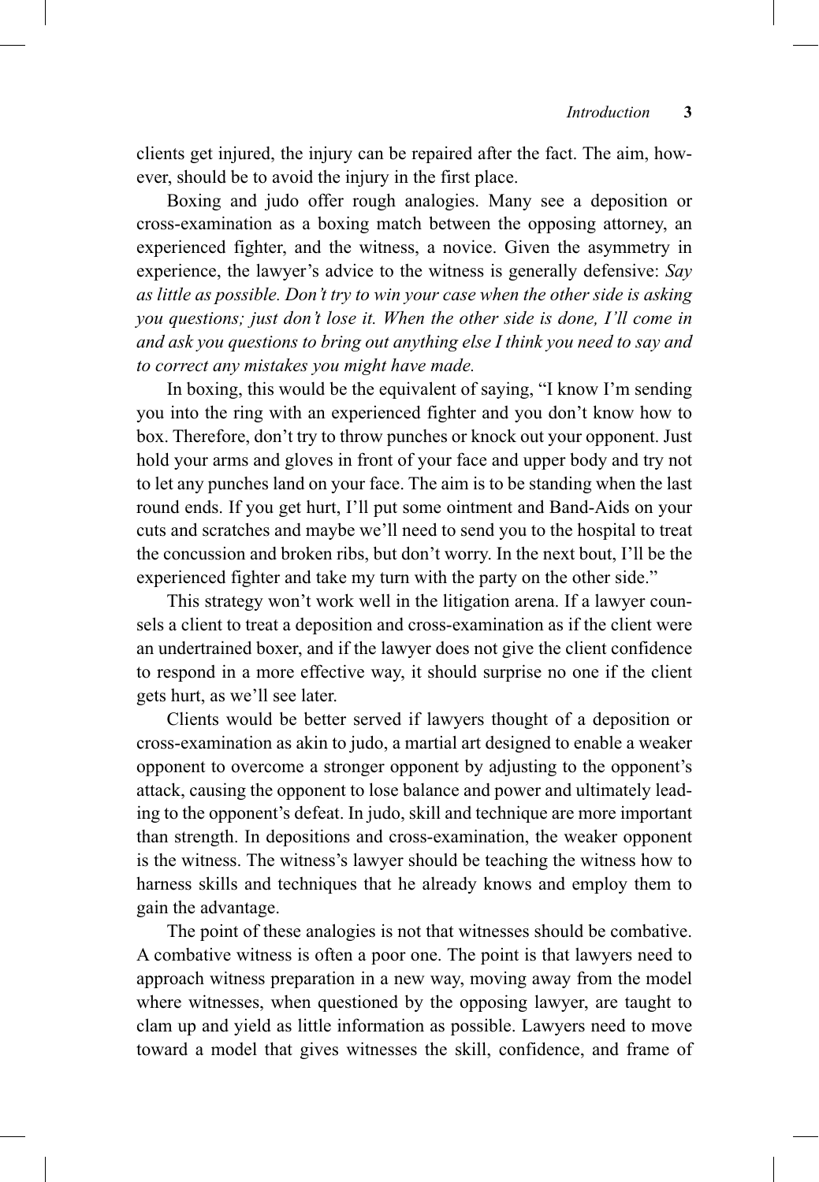clients get injured, the injury can be repaired after the fact. The aim, however, should be to avoid the injury in the first place.

Boxing and judo offer rough analogies. Many see a deposition or cross-examination as a boxing match between the opposing attorney, an experienced fighter, and the witness, a novice. Given the asymmetry in experience, the lawyer's advice to the witness is generally defensive: *Say as little as possible. Don't try to win your case when the other side is asking you questions; just don't lose it. When the other side is done, I'll come in and ask you questions to bring out anything else I think you need to say and to correct any mistakes you might have made.*

In boxing, this would be the equivalent of saying, "I know I'm sending you into the ring with an experienced fighter and you don't know how to box. Therefore, don't try to throw punches or knock out your opponent. Just hold your arms and gloves in front of your face and upper body and try not to let any punches land on your face. The aim is to be standing when the last round ends. If you get hurt, I'll put some ointment and Band-Aids on your cuts and scratches and maybe we'll need to send you to the hospital to treat the concussion and broken ribs, but don't worry. In the next bout, I'll be the experienced fighter and take my turn with the party on the other side."

This strategy won't work well in the litigation arena. If a lawyer counsels a client to treat a deposition and cross-examination as if the client were an undertrained boxer, and if the lawyer does not give the client confidence to respond in a more effective way, it should surprise no one if the client gets hurt, as we'll see later.

Clients would be better served if lawyers thought of a deposition or cross-examination as akin to judo, a martial art designed to enable a weaker opponent to overcome a stronger opponent by adjusting to the opponent's attack, causing the opponent to lose balance and power and ultimately leading to the opponent's defeat. In judo, skill and technique are more important than strength. In depositions and cross-examination, the weaker opponent is the witness. The witness's lawyer should be teaching the witness how to harness skills and techniques that he already knows and employ them to gain the advantage.

The point of these analogies is not that witnesses should be combative. A combative witness is often a poor one. The point is that lawyers need to approach witness preparation in a new way, moving away from the model where witnesses, when questioned by the opposing lawyer, are taught to clam up and yield as little information as possible. Lawyers need to move toward a model that gives witnesses the skill, confidence, and frame of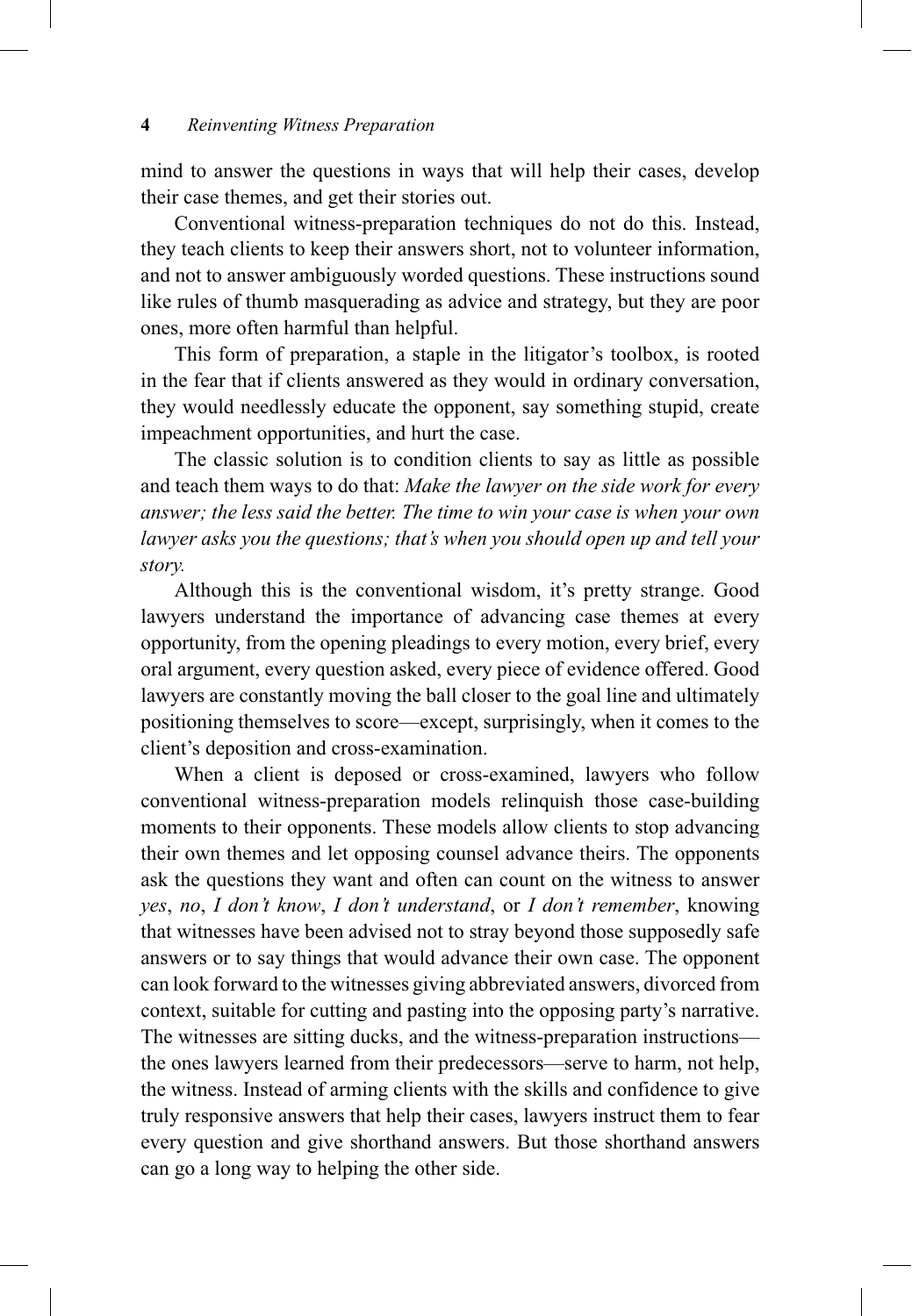mind to answer the questions in ways that will help their cases, develop their case themes, and get their stories out.

Conventional witness-preparation techniques do not do this. Instead, they teach clients to keep their answers short, not to volunteer information, and not to answer ambiguously worded questions. These instructions sound like rules of thumb masquerading as advice and strategy, but they are poor ones, more often harmful than helpful.

This form of preparation, a staple in the litigator's toolbox, is rooted in the fear that if clients answered as they would in ordinary conversation, they would needlessly educate the opponent, say something stupid, create impeachment opportunities, and hurt the case.

The classic solution is to condition clients to say as little as possible and teach them ways to do that: *Make the lawyer on the side work for every answer; the less said the better. The time to win your case is when your own lawyer asks you the questions; that's when you should open up and tell your story.*

Although this is the conventional wisdom, it's pretty strange. Good lawyers understand the importance of advancing case themes at every opportunity, from the opening pleadings to every motion, every brief, every oral argument, every question asked, every piece of evidence offered. Good lawyers are constantly moving the ball closer to the goal line and ultimately positioning themselves to score—except, surprisingly, when it comes to the client's deposition and cross-examination.

When a client is deposed or cross-examined, lawyers who follow conventional witness-preparation models relinquish those case-building moments to their opponents. These models allow clients to stop advancing their own themes and let opposing counsel advance theirs. The opponents ask the questions they want and often can count on the witness to answer *yes*, *no*, *I don't know*, *I don't understand*, or *I don't remember*, knowing that witnesses have been advised not to stray beyond those supposedly safe answers or to say things that would advance their own case. The opponent can look forward to the witnesses giving abbreviated answers, divorced from context, suitable for cutting and pasting into the opposing party's narrative. The witnesses are sitting ducks, and the witness-preparation instructions—the ones lawyers learned from their predecessors—serve to harm, not help, the witness. Instead of arming clients with the skills and confidence to give truly responsive answers that help their cases, lawyers instruct them to fear every question and give shorthand answers. But those shorthand answers can go a long way to helping the other side.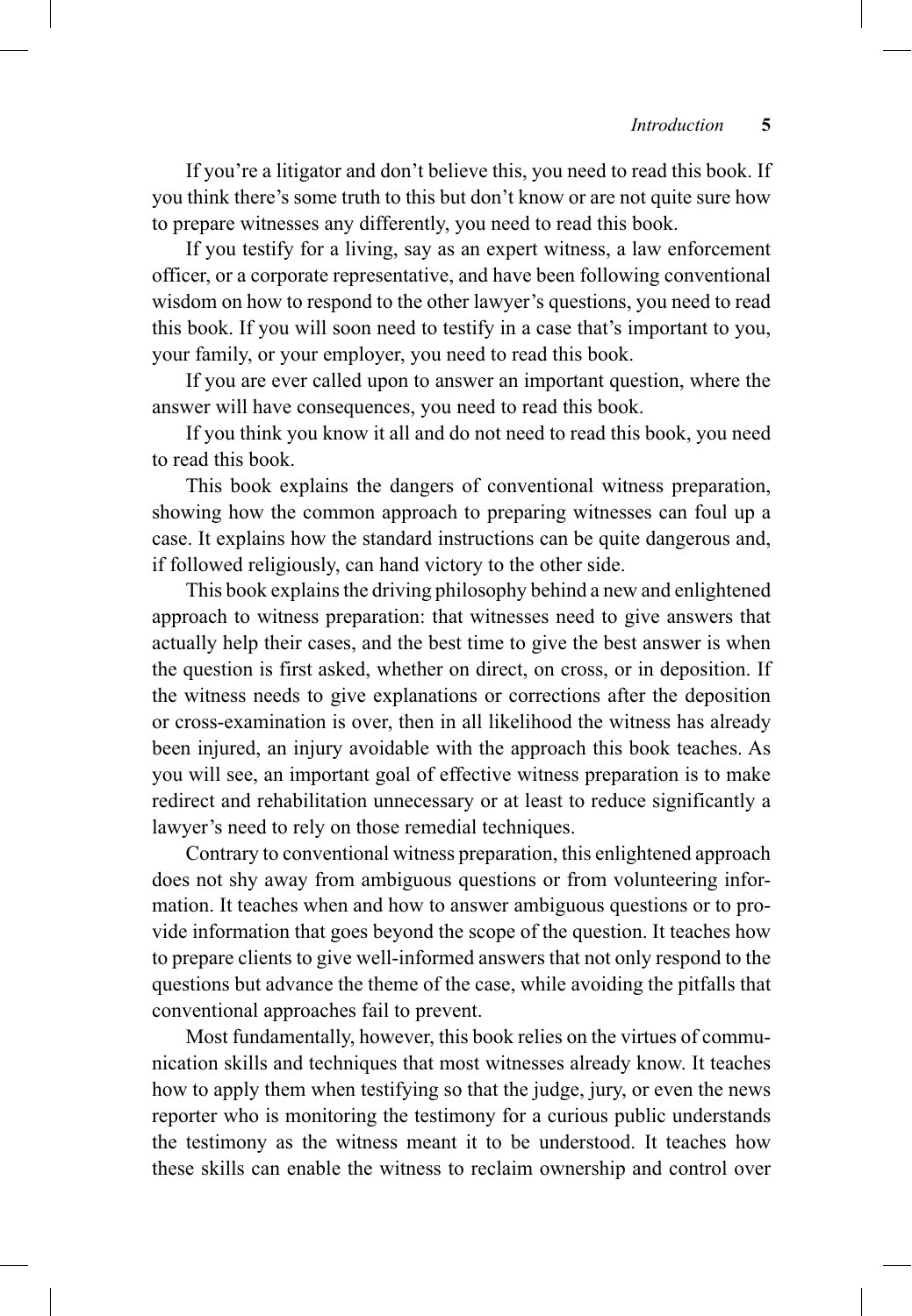If you're a litigator and don't believe this, you need to read this book. If you think there's some truth to this but don't know or are not quite sure how to prepare witnesses any differently, you need to read this book.

If you testify for a living, say as an expert witness, a law enforcement officer, or a corporate representative, and have been following conventional wisdom on how to respond to the other lawyer's questions, you need to read this book. If you will soon need to testify in a case that's important to you, your family, or your employer, you need to read this book.

If you are ever called upon to answer an important question, where the answer will have consequences, you need to read this book.

If you think you know it all and do not need to read this book, you need to read this book.

This book explains the dangers of conventional witness preparation, showing how the common approach to preparing witnesses can foul up a case. It explains how the standard instructions can be quite dangerous and, if followed religiously, can hand victory to the other side.

This book explains the driving philosophy behind a new and enlightened approach to witness preparation: that witnesses need to give answers that actually help their cases, and the best time to give the best answer is when the question is first asked, whether on direct, on cross, or in deposition. If the witness needs to give explanations or corrections after the deposition or cross-examination is over, then in all likelihood the witness has already been injured, an injury avoidable with the approach this book teaches. As you will see, an important goal of effective witness preparation is to make redirect and rehabilitation unnecessary or at least to reduce significantly a lawyer's need to rely on those remedial techniques.

Contrary to conventional witness preparation, this enlightened approach does not shy away from ambiguous questions or from volunteering information. It teaches when and how to answer ambiguous questions or to provide information that goes beyond the scope of the question. It teaches how to prepare clients to give well-informed answers that not only respond to the questions but advance the theme of the case, while avoiding the pitfalls that conventional approaches fail to prevent.

Most fundamentally, however, this book relies on the virtues of communication skills and techniques that most witnesses already know. It teaches how to apply them when testifying so that the judge, jury, or even the news reporter who is monitoring the testimony for a curious public understands the testimony as the witness meant it to be understood. It teaches how these skills can enable the witness to reclaim ownership and control over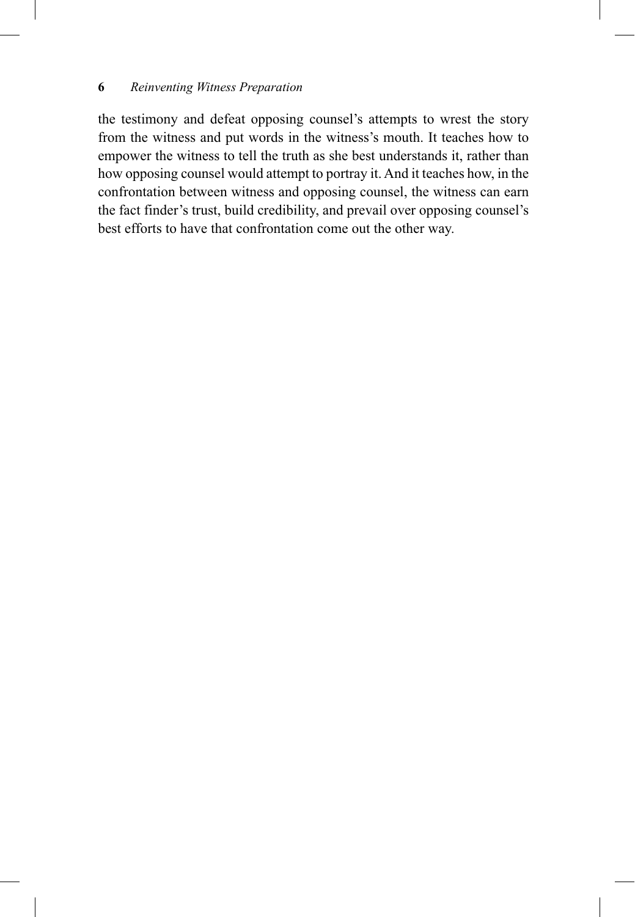the testimony and defeat opposing counsel's attempts to wrest the story from the witness and put words in the witness's mouth. It teaches how to empower the witness to tell the truth as she best understands it, rather than how opposing counsel would attempt to portray it. And it teaches how, in the confrontation between witness and opposing counsel, the witness can earn the fact finder's trust, build credibility, and prevail over opposing counsel's best efforts to have that confrontation come out the other way.